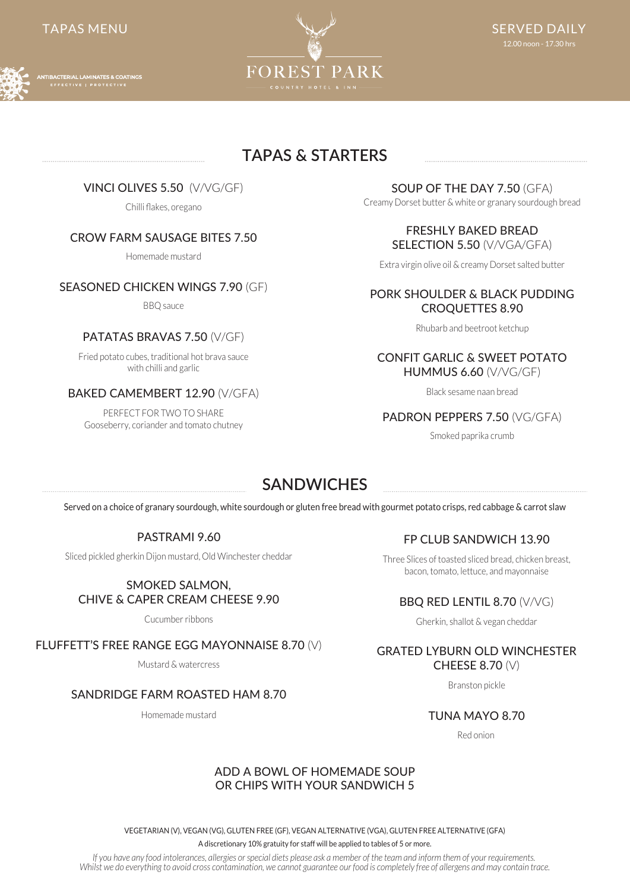TAPAS MENU

# FOREST PARK

COUNTRY HOTEL & INN

SERVED DAILY
12.00 noon - 17.30 hrs

ANTIBACTERIAL LAMINATES & COATINGS
EFFECTIVE | PROTECTIVE

## TAPAS & STARTERS

### VINCI OLIVES 5.50 (V/VG/GF)

Chilli flakes, oregano

### CROW FARM SAUSAGE BITES 7.50

Homemade mustard

### SEASONED CHICKEN WINGS 7.90 (GF)

BBQ sauce

### PATATAS BRAVAS 7.50 (V/GF)

Fried potato cubes, traditional hot brava sauce with chilli and garlic

### BAKED CAMEMBERT 12.90 (V/GFA)

PERFECT FOR TWO TO SHARE
Gooseberry, coriander and tomato chutney

### SOUP OF THE DAY 7.50 (GFA)

Creamy Dorset butter & white or granary sourdough bread

### FRESHLY BAKED BREAD SELECTION 5.50 (V/VGA/GFA)

Extra virgin olive oil & creamy Dorset salted butter

### PORK SHOULDER & BLACK PUDDING CROQUETTES 8.90

Rhubarb and beetroot ketchup

### CONFIT GARLIC & SWEET POTATO HUMMUS 6.60 (V/VG/GF)

Black sesame naan bread

### PADRON PEPPERS 7.50 (VG/GFA)

Smoked paprika crumb

## SANDWICHES

Served on a choice of granary sourdough, white sourdough or gluten free bread with gourmet potato crisps, red cabbage & carrot slaw

### PASTRAMI 9.60

Sliced pickled gherkin Dijon mustard, Old Winchester cheddar

### SMOKED SALMON, CHIVE & CAPER CREAM CHEESE 9.90

Cucumber ribbons

### FLUFFETT'S FREE RANGE EGG MAYONNAISE 8.70 (V)

Mustard & watercress

### SANDRIDGE FARM ROASTED HAM 8.70

Homemade mustard

### FP CLUB SANDWICH 13.90

Three Slices of toasted sliced bread, chicken breast, bacon, tomato, lettuce, and mayonnaise

### BBQ RED LENTIL 8.70 (V/VG)

Gherkin, shallot & vegan cheddar

### GRATED LYBURN OLD WINCHESTER CHEESE 8.70 (V)

Branston pickle

### TUNA MAYO 8.70

Red onion

### ADD A BOWL OF HOMEMADE SOUP OR CHIPS WITH YOUR SANDWICH 5

VEGETARIAN (V), VEGAN (VG), GLUTEN FREE (GF), VEGAN ALTERNATIVE (VGA), GLUTEN FREE ALTERNATIVE (GFA)

A discretionary 10% gratuity for staff will be applied to tables of 5 or more.

*If you have any food intolerances, allergies or special diets please ask a member of the team and inform them of your requirements. Whilst we do everything to avoid cross contamination, we cannot guarantee our food is completely free of allergens and may contain trace.*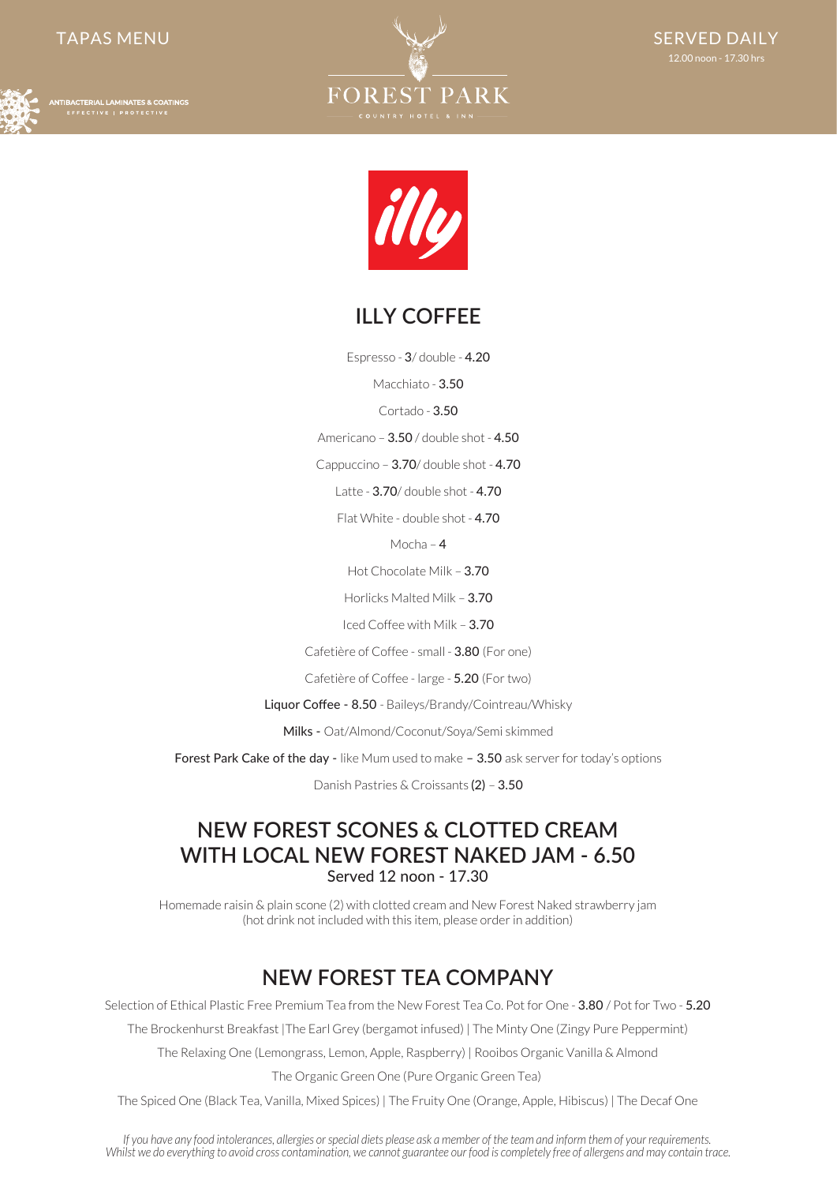TAPAS MENU

ANTIBACTERIAL LAMINATES & COATINGS
EFFECTIVE | PROTECTIVE

FOREST PARK
COUNTRY HOTEL & INN

SERVED DAILY
12.00 noon - 17.30 hrs

illy

# ILLY COFFEE

Espresso - **3**/ double - **4.20**

Macchiato - **3.50**

Cortado - **3.50**

Americano – **3.50** / double shot - **4.50**

Cappuccino – **3.70**/ double shot - **4.70**

Latte - **3.70**/ double shot - **4.70**

Flat White - double shot - **4.70**

Mocha – **4**

Hot Chocolate Milk – **3.70**

Horlicks Malted Milk – **3.70**

Iced Coffee with Milk – **3.70**

Cafetière of Coffee - small - **3.80** (For one)

Cafetière of Coffee - large - **5.20** (For two)

**Liquor Coffee - 8.50** - Baileys/Brandy/Cointreau/Whisky

**Milks -** Oat/Almond/Coconut/Soya/Semi skimmed

**Forest Park Cake of the day -** like Mum used to make **– 3.50** ask server for today's options

Danish Pastries & Croissants **(2)** – **3.50**

# NEW FOREST SCONES & CLOTTED CREAM WITH LOCAL NEW FOREST NAKED JAM - 6.50

Served 12 noon - 17.30

Homemade raisin & plain scone (2) with clotted cream and New Forest Naked strawberry jam
(hot drink not included with this item, please order in addition)

# NEW FOREST TEA COMPANY

Selection of Ethical Plastic Free Premium Tea from the New Forest Tea Co. Pot for One - **3.80** / Pot for Two - **5.20**

The Brockenhurst Breakfast |The Earl Grey (bergamot infused) | The Minty One (Zingy Pure Peppermint)

The Relaxing One (Lemongrass, Lemon, Apple, Raspberry) | Rooibos Organic Vanilla & Almond

The Organic Green One (Pure Organic Green Tea)

The Spiced One (Black Tea, Vanilla, Mixed Spices) | The Fruity One (Orange, Apple, Hibiscus) | The Decaf One

*If you have any food intolerances, allergies or special diets please ask a member of the team and inform them of your requirements. Whilst we do everything to avoid cross contamination, we cannot guarantee our food is completely free of allergens and may contain trace.*